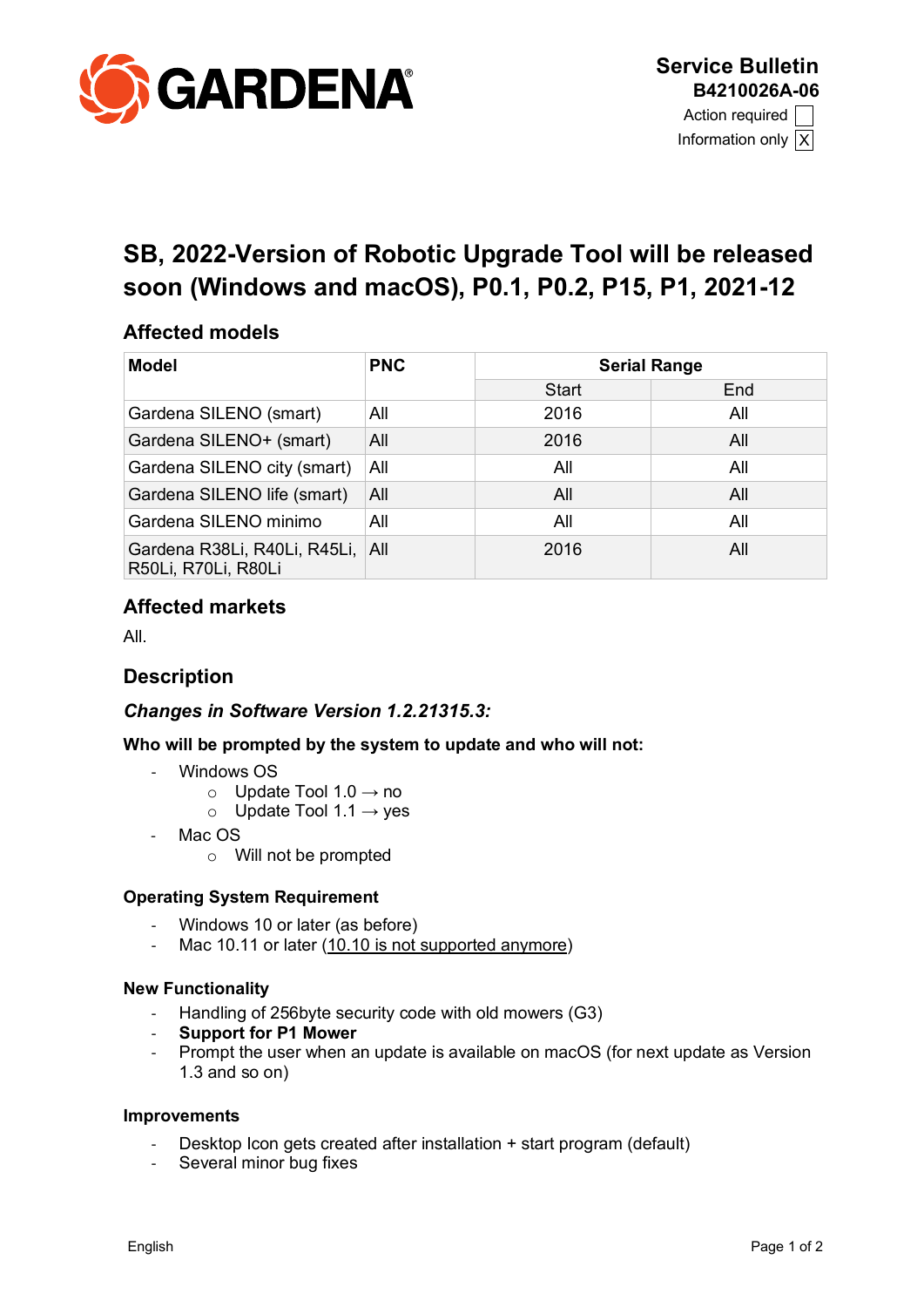GARDENA

**Service Bulletin**
**B4210026A-06**

Action required [ ]
Information only [X]

# SB, 2022-Version of Robotic Upgrade Tool will be released soon (Windows and macOS), P0.1, P0.2, P15, P1, 2021-12

## Affected models

| Model | PNC | Serial Range | |
|---|---|---|---|
| | | Start | End |
| Gardena SILENO (smart) | All | 2016 | All |
| Gardena SILENO+ (smart) | All | 2016 | All |
| Gardena SILENO city (smart) | All | All | All |
| Gardena SILENO life (smart) | All | All | All |
| Gardena SILENO minimo | All | All | All |
| Gardena R38Li, R40Li, R45Li, R50Li, R70Li, R80Li | All | 2016 | All |

## Affected markets

All.

## Description

### *Changes in Software Version 1.2.21315.3:*

**Who will be prompted by the system to update and who will not:**

- Windows OS
  - Update Tool 1.0 → no
  - Update Tool 1.1 → yes
- Mac OS
  - Will not be prompted

**Operating System Requirement**

- Windows 10 or later (as before)
- Mac 10.11 or later (<u>10.10 is not supported anymore</u>)

**New Functionality**

- Handling of 256byte security code with old mowers (G3)
- **Support for P1 Mower**
- Prompt the user when an update is available on macOS (for next update as Version 1.3 and so on)

**Improvements**

- Desktop Icon gets created after installation + start program (default)
- Several minor bug fixes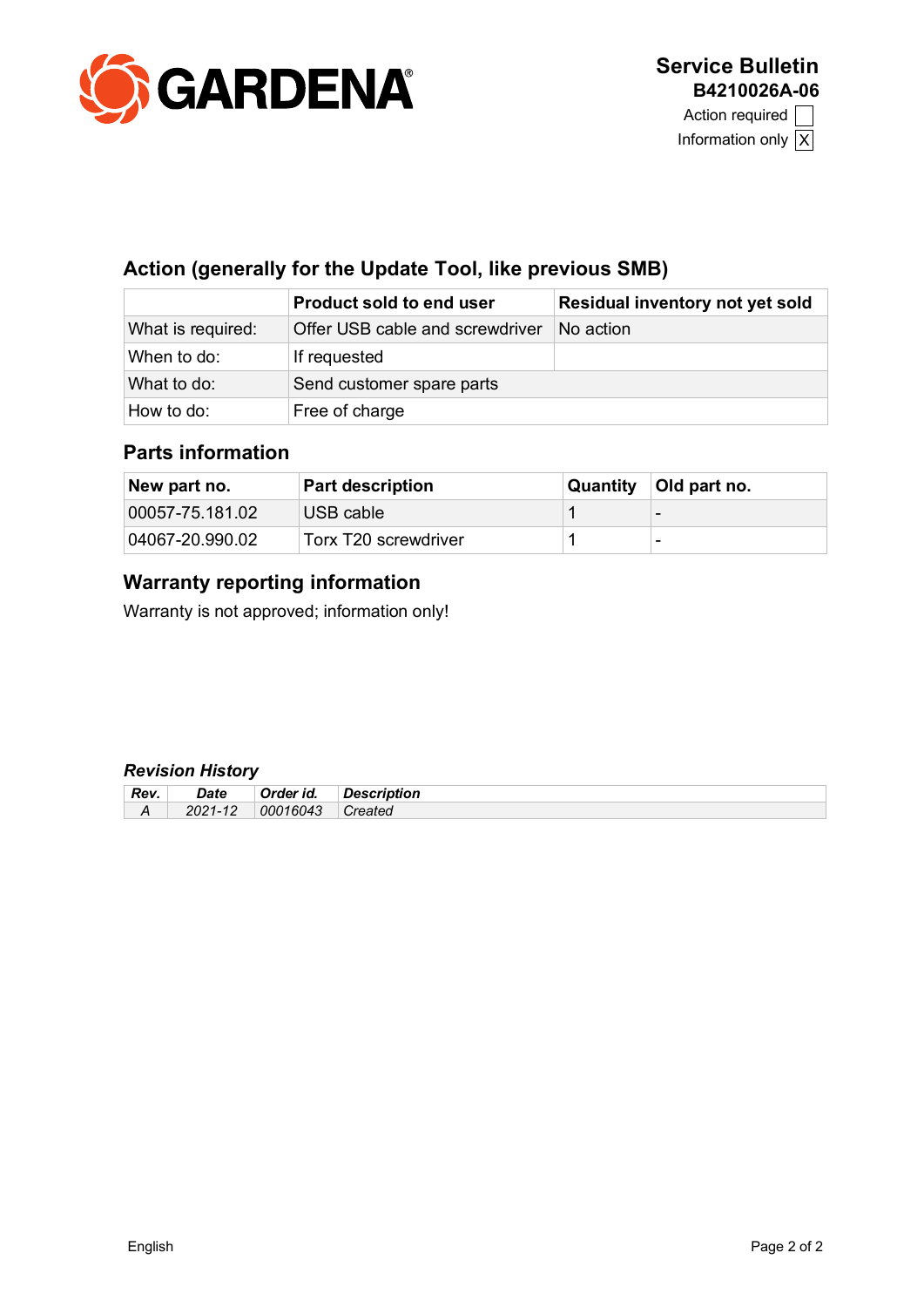**GARDENA**

**Service Bulletin**
**B4210026A-06**

Action required ☐
Information only ☒

## Action (generally for the Update Tool, like previous SMB)

| | Product sold to end user | Residual inventory not yet sold |
|---|---|---|
| What is required: | Offer USB cable and screwdriver | No action |
| When to do: | If requested | |
| What to do: | Send customer spare parts | |
| How to do: | Free of charge | |

## Parts information

| New part no. | Part description | Quantity | Old part no. |
|---|---|---|---|
| 00057-75.181.02 | USB cable | 1 | - |
| 04067-20.990.02 | Torx T20 screwdriver | 1 | - |

## Warranty reporting information

Warranty is not approved; information only!

***Revision History***

| *Rev.* | *Date* | *Order id.* | *Description* |
|---|---|---|---|
| *A* | *2021-12* | *00016043* | *Created* |

English